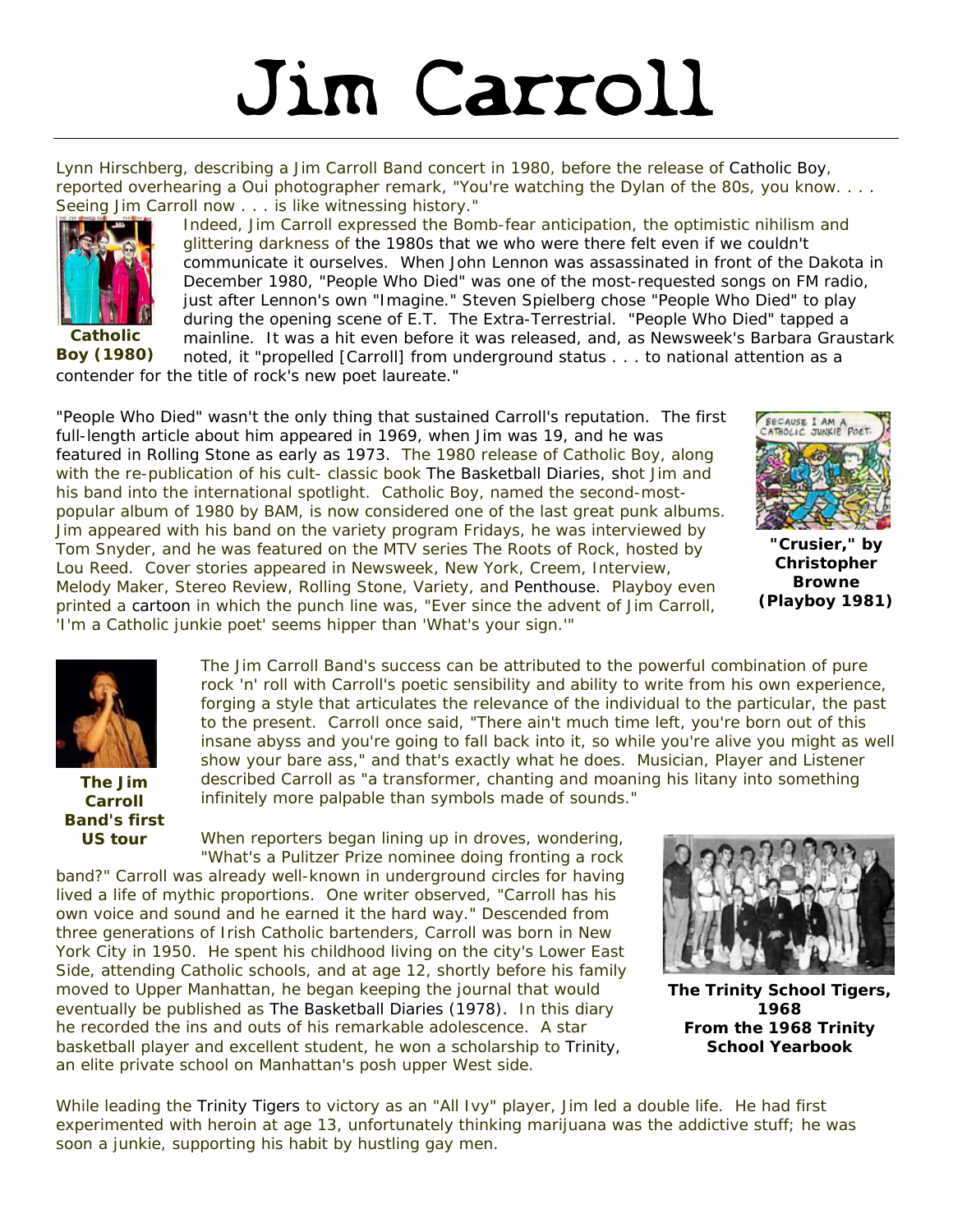# Jim Carroll

Lynn Hirschberg, describing a Jim Carroll Band concert in 1980, before the release of Catholic Boy, reported overhearing a Oui photographer remark, "You're watching the Dylan of the 80s, you know. . . . Seeing Jim Carroll now . . . is like witnessing history."

**Catholic Boy (1980)**

Indeed, Jim Carroll expressed the Bomb-fear anticipation, the optimistic nihilism and glittering darkness of the 1980s that we who were there felt even if we couldn't communicate it ourselves. When John Lennon was assassinated in front of the Dakota in December 1980, "People Who Died" was one of the most-requested songs on FM radio, just after Lennon's own "Imagine." Steven Spielberg chose "People Who Died" to play during the opening scene of E.T. The Extra-Terrestrial. "People Who Died" tapped a mainline. It was a hit even before it was released, and, as Newsweek's Barbara Graustark noted, it "propelled [Carroll] from underground status . . . to national attention as a contender for the title of rock's new poet laureate."

"People Who Died" wasn't the only thing that sustained Carroll's reputation. The first full-length article about him appeared in 1969, when Jim was 19, and he was featured in Rolling Stone as early as 1973. The 1980 release of Catholic Boy, along with the re-publication of his cult- classic book The Basketball Diaries, shot Jim and his band into the international spotlight. Catholic Boy, named the second-most-popular album of 1980 by BAM, is now considered one of the last great punk albums. Jim appeared with his band on the variety program Fridays, he was interviewed by Tom Snyder, and he was featured on the MTV series The Roots of Rock, hosted by Lou Reed. Cover stories appeared in Newsweek, New York, Creem, Interview, Melody Maker, Stereo Review, Rolling Stone, Variety, and Penthouse. Playboy even printed a cartoon in which the punch line was, "Ever since the advent of Jim Carroll, 'I'm a Catholic junkie poet' seems hipper than 'What's your sign.'"

**"Crusier," by Christopher Browne (Playboy 1981)**

**The Jim Carroll Band's first US tour**

The Jim Carroll Band's success can be attributed to the powerful combination of pure rock 'n' roll with Carroll's poetic sensibility and ability to write from his own experience, forging a style that articulates the relevance of the individual to the particular, the past to the present. Carroll once said, "There ain't much time left, you're born out of this insane abyss and you're going to fall back into it, so while you're alive you might as well show your bare ass," and that's exactly what he does. Musician, Player and Listener described Carroll as "a transformer, chanting and moaning his litany into something infinitely more palpable than symbols made of sounds."

When reporters began lining up in droves, wondering, "What's a Pulitzer Prize nominee doing fronting a rock band?" Carroll was already well-known in underground circles for having lived a life of mythic proportions. One writer observed, "Carroll has his own voice and sound and he earned it the hard way." Descended from three generations of Irish Catholic bartenders, Carroll was born in New York City in 1950. He spent his childhood living on the city's Lower East Side, attending Catholic schools, and at age 12, shortly before his family moved to Upper Manhattan, he began keeping the journal that would eventually be published as The Basketball Diaries (1978). In this diary he recorded the ins and outs of his remarkable adolescence. A star basketball player and excellent student, he won a scholarship to Trinity, an elite private school on Manhattan's posh upper West side.

**The Trinity School Tigers, 1968**
**From the 1968 Trinity School Yearbook**

While leading the Trinity Tigers to victory as an "All Ivy" player, Jim led a double life. He had first experimented with heroin at age 13, unfortunately thinking marijuana was the addictive stuff; he was soon a junkie, supporting his habit by hustling gay men.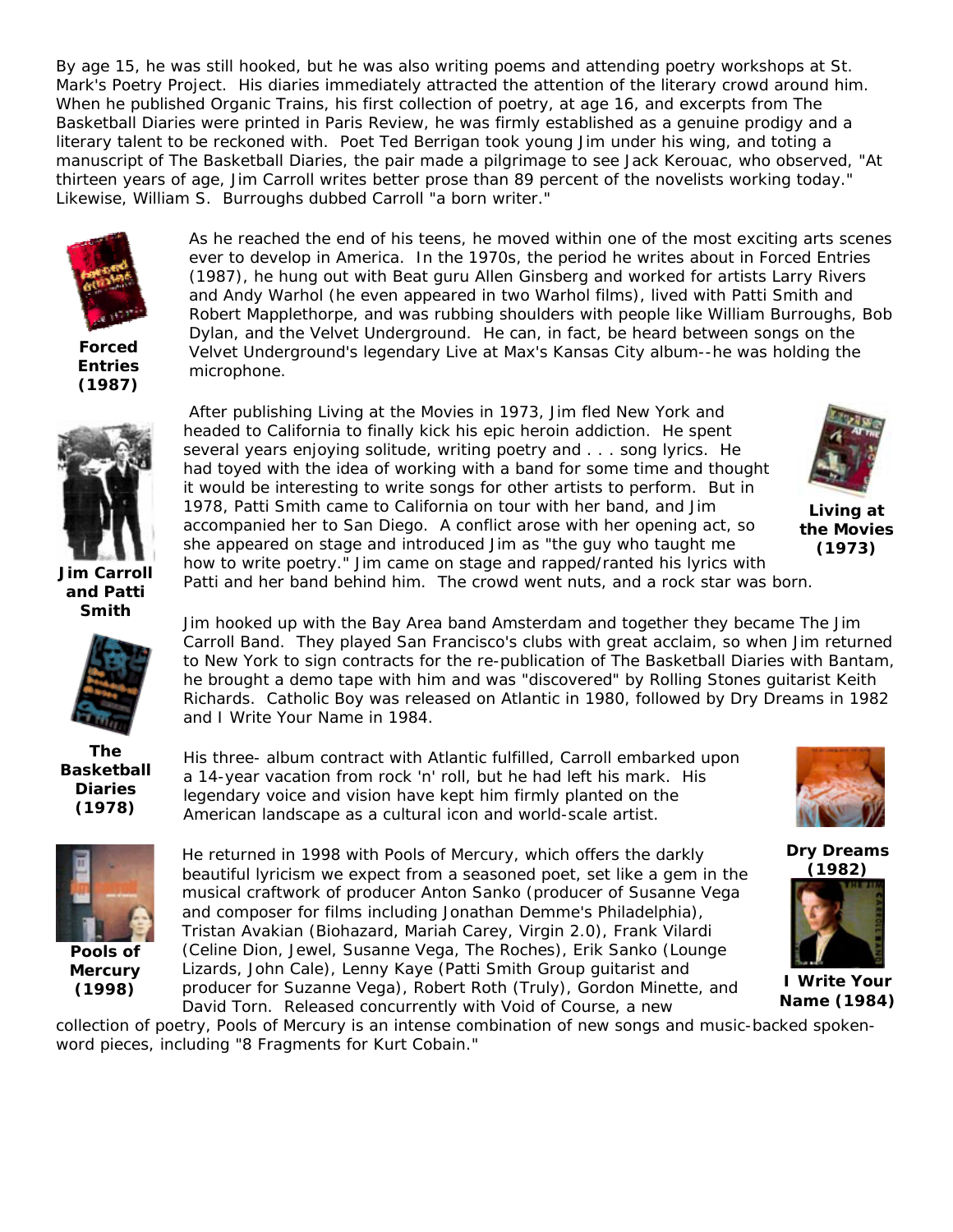By age 15, he was still hooked, but he was also writing poems and attending poetry workshops at St. Mark's Poetry Project. His diaries immediately attracted the attention of the literary crowd around him. When he published Organic Trains, his first collection of poetry, at age 16, and excerpts from The Basketball Diaries were printed in Paris Review, he was firmly established as a genuine prodigy and a literary talent to be reckoned with. Poet Ted Berrigan took young Jim under his wing, and toting a manuscript of The Basketball Diaries, the pair made a pilgrimage to see Jack Kerouac, who observed, "At thirteen years of age, Jim Carroll writes better prose than 89 percent of the novelists working today." Likewise, William S. Burroughs dubbed Carroll "a born writer."

**Forced Entries (1987)**

As he reached the end of his teens, he moved within one of the most exciting arts scenes ever to develop in America. In the 1970s, the period he writes about in Forced Entries (1987), he hung out with Beat guru Allen Ginsberg and worked for artists Larry Rivers and Andy Warhol (he even appeared in two Warhol films), lived with Patti Smith and Robert Mapplethorpe, and was rubbing shoulders with people like William Burroughs, Bob Dylan, and the Velvet Underground. He can, in fact, be heard between songs on the Velvet Underground's legendary Live at Max's Kansas City album--he was holding the microphone.

**Jim Carroll and Patti Smith**

**Living at the Movies (1973)**

After publishing Living at the Movies in 1973, Jim fled New York and headed to California to finally kick his epic heroin addiction. He spent several years enjoying solitude, writing poetry and . . . song lyrics. He had toyed with the idea of working with a band for some time and thought it would be interesting to write songs for other artists to perform. But in 1978, Patti Smith came to California on tour with her band, and Jim accompanied her to San Diego. A conflict arose with her opening act, so she appeared on stage and introduced Jim as "the guy who taught me how to write poetry." Jim came on stage and rapped/ranted his lyrics with Patti and her band behind him. The crowd went nuts, and a rock star was born.

**The Basketball Diaries (1978)**

Jim hooked up with the Bay Area band Amsterdam and together they became The Jim Carroll Band. They played San Francisco's clubs with great acclaim, so when Jim returned to New York to sign contracts for the re-publication of The Basketball Diaries with Bantam, he brought a demo tape with him and was "discovered" by Rolling Stones guitarist Keith Richards. Catholic Boy was released on Atlantic in 1980, followed by Dry Dreams in 1982 and I Write Your Name in 1984.

**Dry Dreams (1982)**

His three- album contract with Atlantic fulfilled, Carroll embarked upon a 14-year vacation from rock 'n' roll, but he had left his mark. His legendary voice and vision have kept him firmly planted on the American landscape as a cultural icon and world-scale artist.

**Pools of Mercury (1998)**

**I Write Your Name (1984)**

He returned in 1998 with Pools of Mercury, which offers the darkly beautiful lyricism we expect from a seasoned poet, set like a gem in the musical craftwork of producer Anton Sanko (producer of Susanne Vega and composer for films including Jonathan Demme's Philadelphia), Tristan Avakian (Biohazard, Mariah Carey, Virgin 2.0), Frank Vilardi (Celine Dion, Jewel, Susanne Vega, The Roches), Erik Sanko (Lounge Lizards, John Cale), Lenny Kaye (Patti Smith Group guitarist and producer for Suzanne Vega), Robert Roth (Truly), Gordon Minette, and David Torn. Released concurrently with Void of Course, a new collection of poetry, Pools of Mercury is an intense combination of new songs and music-backed spoken-word pieces, including "8 Fragments for Kurt Cobain."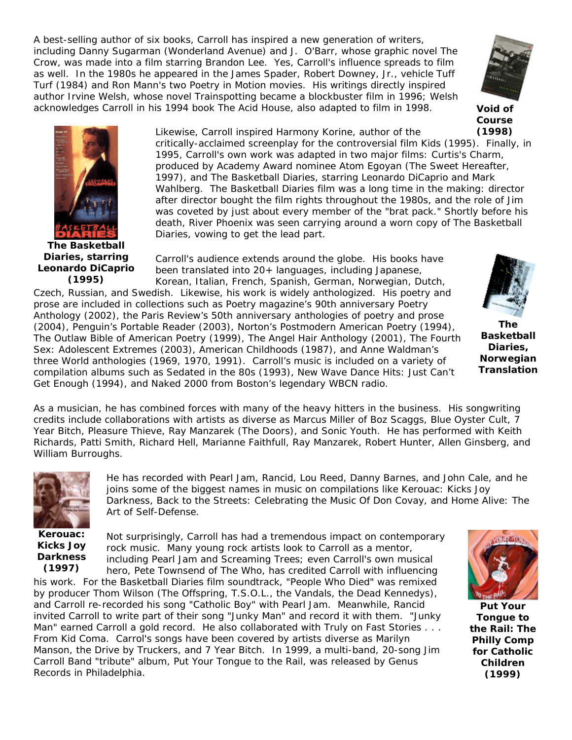A best-selling author of six books, Carroll has inspired a new generation of writers, including Danny Sugarman (Wonderland Avenue) and J. O'Barr, whose graphic novel The Crow, was made into a film starring Brandon Lee. Yes, Carroll's influence spreads to film as well. In the 1980s he appeared in the James Spader, Robert Downey, Jr., vehicle Tuff Turf (1984) and Ron Mann's two Poetry in Motion movies. His writings directly inspired author Irvine Welsh, whose novel Trainspotting became a blockbuster film in 1996; Welsh acknowledges Carroll in his 1994 book The Acid House, also adapted to film in 1998.

**Void of Course (1998)**

Likewise, Carroll inspired Harmony Korine, author of the critically-acclaimed screenplay for the controversial film Kids (1995). Finally, in 1995, Carroll's own work was adapted in two major films: Curtis's Charm, produced by Academy Award nominee Atom Egoyan (The Sweet Hereafter, 1997), and The Basketball Diaries, starring Leonardo DiCaprio and Mark Wahlberg. The Basketball Diaries film was a long time in the making: director after director bought the film rights throughout the 1980s, and the role of Jim was coveted by just about every member of the "brat pack." Shortly before his death, River Phoenix was seen carrying around a worn copy of The Basketball Diaries, vowing to get the lead part.

**The Basketball Diaries, starring Leonardo DiCaprio (1995)**

Carroll's audience extends around the globe. His books have been translated into 20+ languages, including Japanese, Korean, Italian, French, Spanish, German, Norwegian, Dutch, Czech, Russian, and Swedish. Likewise, his work is widely anthologized. His poetry and prose are included in collections such as Poetry magazine's 90th anniversary Poetry Anthology (2002), the Paris Review's 50th anniversary anthologies of poetry and prose (2004), Penguin's Portable Reader (2003), Norton's Postmodern American Poetry (1994), The Outlaw Bible of American Poetry (1999), The Angel Hair Anthology (2001), The Fourth Sex: Adolescent Extremes (2003), American Childhoods (1987), and Anne Waldman's three World anthologies (1969, 1970, 1991). Carroll's music is included on a variety of compilation albums such as Sedated in the 80s (1993), New Wave Dance Hits: Just Can't Get Enough (1994), and Naked 2000 from Boston's legendary WBCN radio.

**The Basketball Diaries, Norwegian Translation**

As a musician, he has combined forces with many of the heavy hitters in the business. His songwriting credits include collaborations with artists as diverse as Marcus Miller of Boz Scaggs, Blue Oyster Cult, 7 Year Bitch, Pleasure Thieve, Ray Manzarek (The Doors), and Sonic Youth. He has performed with Keith Richards, Patti Smith, Richard Hell, Marianne Faithfull, Ray Manzarek, Robert Hunter, Allen Ginsberg, and William Burroughs.

He has recorded with Pearl Jam, Rancid, Lou Reed, Danny Barnes, and John Cale, and he joins some of the biggest names in music on compilations like Kerouac: Kicks Joy Darkness, Back to the Streets: Celebrating the Music Of Don Covay, and Home Alive: The Art of Self-Defense.

**Kerouac: Kicks Joy Darkness (1997)**

Not surprisingly, Carroll has had a tremendous impact on contemporary rock music. Many young rock artists look to Carroll as a mentor, including Pearl Jam and Screaming Trees; even Carroll's own musical hero, Pete Townsend of The Who, has credited Carroll with influencing his work. For the Basketball Diaries film soundtrack, "People Who Died" was remixed by producer Thom Wilson (The Offspring, T.S.O.L., the Vandals, the Dead Kennedys), and Carroll re-recorded his song "Catholic Boy" with Pearl Jam. Meanwhile, Rancid invited Carroll to write part of their song "Junky Man" and record it with them. "Junky Man" earned Carroll a gold record. He also collaborated with Truly on Fast Stories . . . From Kid Coma. Carrol's songs have been covered by artists diverse as Marilyn Manson, the Drive by Truckers, and 7 Year Bitch. In 1999, a multi-band, 20-song Jim Carroll Band "tribute" album, Put Your Tongue to the Rail, was released by Genus Records in Philadelphia.

**Put Your Tongue to the Rail: The Philly Comp for Catholic Children (1999)**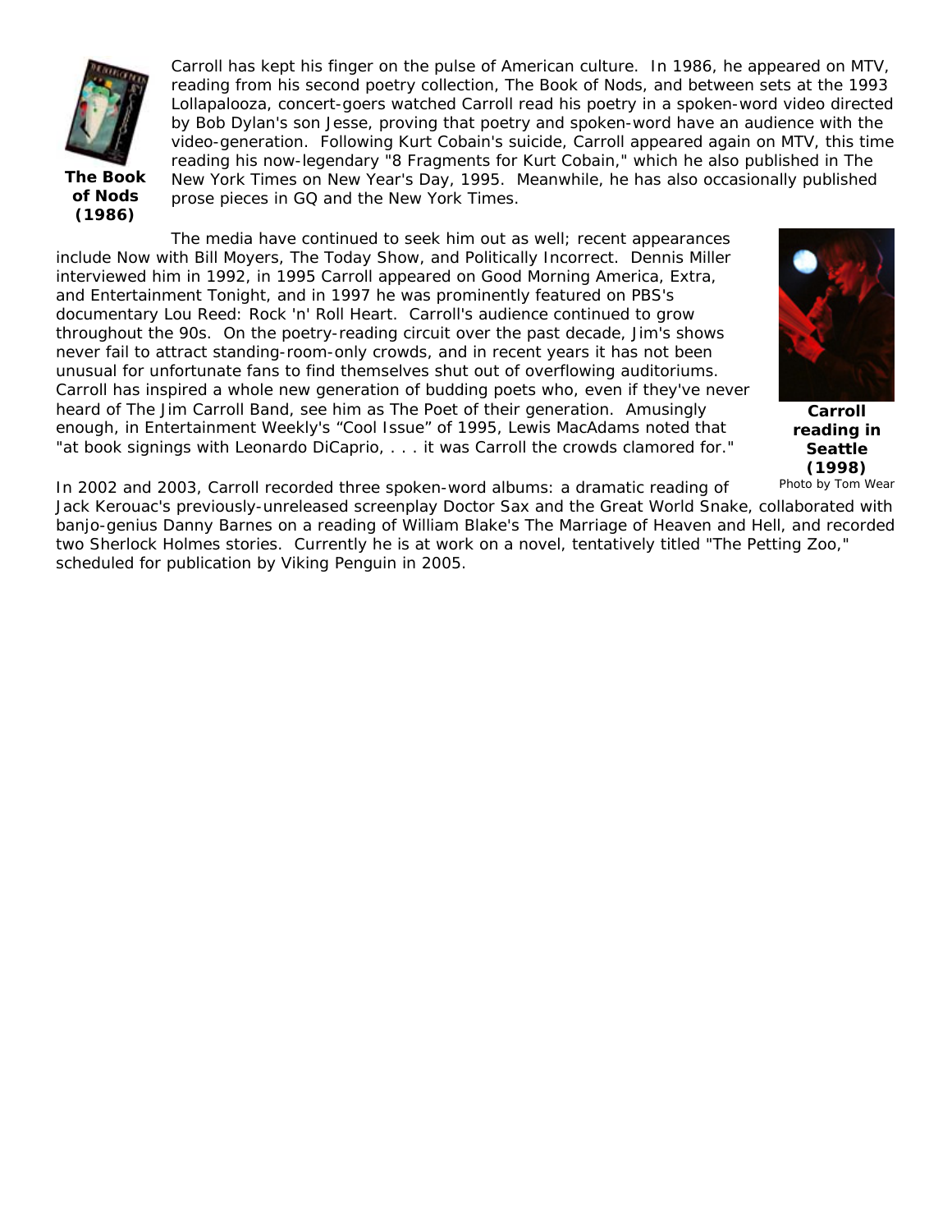Carroll has kept his finger on the pulse of American culture. In 1986, he appeared on MTV, reading from his second poetry collection, The Book of Nods, and between sets at the 1993 Lollapalooza, concert-goers watched Carroll read his poetry in a spoken-word video directed by Bob Dylan's son Jesse, proving that poetry and spoken-word have an audience with the video-generation. Following Kurt Cobain's suicide, Carroll appeared again on MTV, this time reading his now-legendary "8 Fragments for Kurt Cobain," which he also published in The New York Times on New Year's Day, 1995. Meanwhile, he has also occasionally published prose pieces in GQ and the New York Times.

**The Book of Nods (1986)**

The media have continued to seek him out as well; recent appearances include Now with Bill Moyers, The Today Show, and Politically Incorrect. Dennis Miller interviewed him in 1992, in 1995 Carroll appeared on Good Morning America, Extra, and Entertainment Tonight, and in 1997 he was prominently featured on PBS's documentary Lou Reed: Rock 'n' Roll Heart. Carroll's audience continued to grow throughout the 90s. On the poetry-reading circuit over the past decade, Jim's shows never fail to attract standing-room-only crowds, and in recent years it has not been unusual for unfortunate fans to find themselves shut out of overflowing auditoriums. Carroll has inspired a whole new generation of budding poets who, even if they've never heard of The Jim Carroll Band, see him as The Poet of their generation. Amusingly enough, in Entertainment Weekly's "Cool Issue" of 1995, Lewis MacAdams noted that "at book signings with Leonardo DiCaprio, . . . it was Carroll the crowds clamored for."

**Carroll reading in Seattle (1998)**
Photo by Tom Wear

In 2002 and 2003, Carroll recorded three spoken-word albums: a dramatic reading of Jack Kerouac's previously-unreleased screenplay Doctor Sax and the Great World Snake, collaborated with banjo-genius Danny Barnes on a reading of William Blake's The Marriage of Heaven and Hell, and recorded two Sherlock Holmes stories. Currently he is at work on a novel, tentatively titled "The Petting Zoo," scheduled for publication by Viking Penguin in 2005.